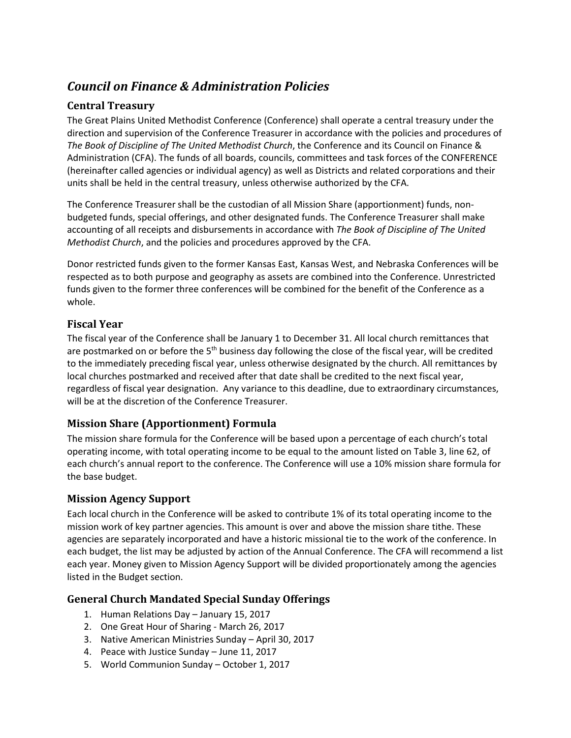# *Council on Finance & Administration Policies*

## Central Treasury

The Great Plains United Methodist Conference (Conference) shall operate a central treasury under the direction and supervision of the Conference Treasurer in accordance with the policies and procedures of *The Book of Discipline of The United Methodist Church*, the Conference and its Council on Finance & Administration (CFA). The funds of all boards, councils, committees and task forces of the CONFERENCE (hereinafter called agencies or individual agency) as well as Districts and related corporations and their units shall be held in the central treasury, unless otherwise authorized by the CFA.

The Conference Treasurer shall be the custodian of all Mission Share (apportionment) funds, non-budgeted funds, special offerings, and other designated funds. The Conference Treasurer shall make accounting of all receipts and disbursements in accordance with *The Book of Discipline of The United Methodist Church*, and the policies and procedures approved by the CFA.

Donor restricted funds given to the former Kansas East, Kansas West, and Nebraska Conferences will be respected as to both purpose and geography as assets are combined into the Conference. Unrestricted funds given to the former three conferences will be combined for the benefit of the Conference as a whole.

## Fiscal Year

The fiscal year of the Conference shall be January 1 to December 31. All local church remittances that are postmarked on or before the 5th business day following the close of the fiscal year, will be credited to the immediately preceding fiscal year, unless otherwise designated by the church. All remittances by local churches postmarked and received after that date shall be credited to the next fiscal year, regardless of fiscal year designation. Any variance to this deadline, due to extraordinary circumstances, will be at the discretion of the Conference Treasurer.

## Mission Share (Apportionment) Formula

The mission share formula for the Conference will be based upon a percentage of each church's total operating income, with total operating income to be equal to the amount listed on Table 3, line 62, of each church's annual report to the conference. The Conference will use a 10% mission share formula for the base budget.

## Mission Agency Support

Each local church in the Conference will be asked to contribute 1% of its total operating income to the mission work of key partner agencies. This amount is over and above the mission share tithe. These agencies are separately incorporated and have a historic missional tie to the work of the conference. In each budget, the list may be adjusted by action of the Annual Conference. The CFA will recommend a list each year. Money given to Mission Agency Support will be divided proportionately among the agencies listed in the Budget section.

## General Church Mandated Special Sunday Offerings

1. Human Relations Day – January 15, 2017
2. One Great Hour of Sharing - March 26, 2017
3. Native American Ministries Sunday – April 30, 2017
4. Peace with Justice Sunday – June 11, 2017
5. World Communion Sunday – October 1, 2017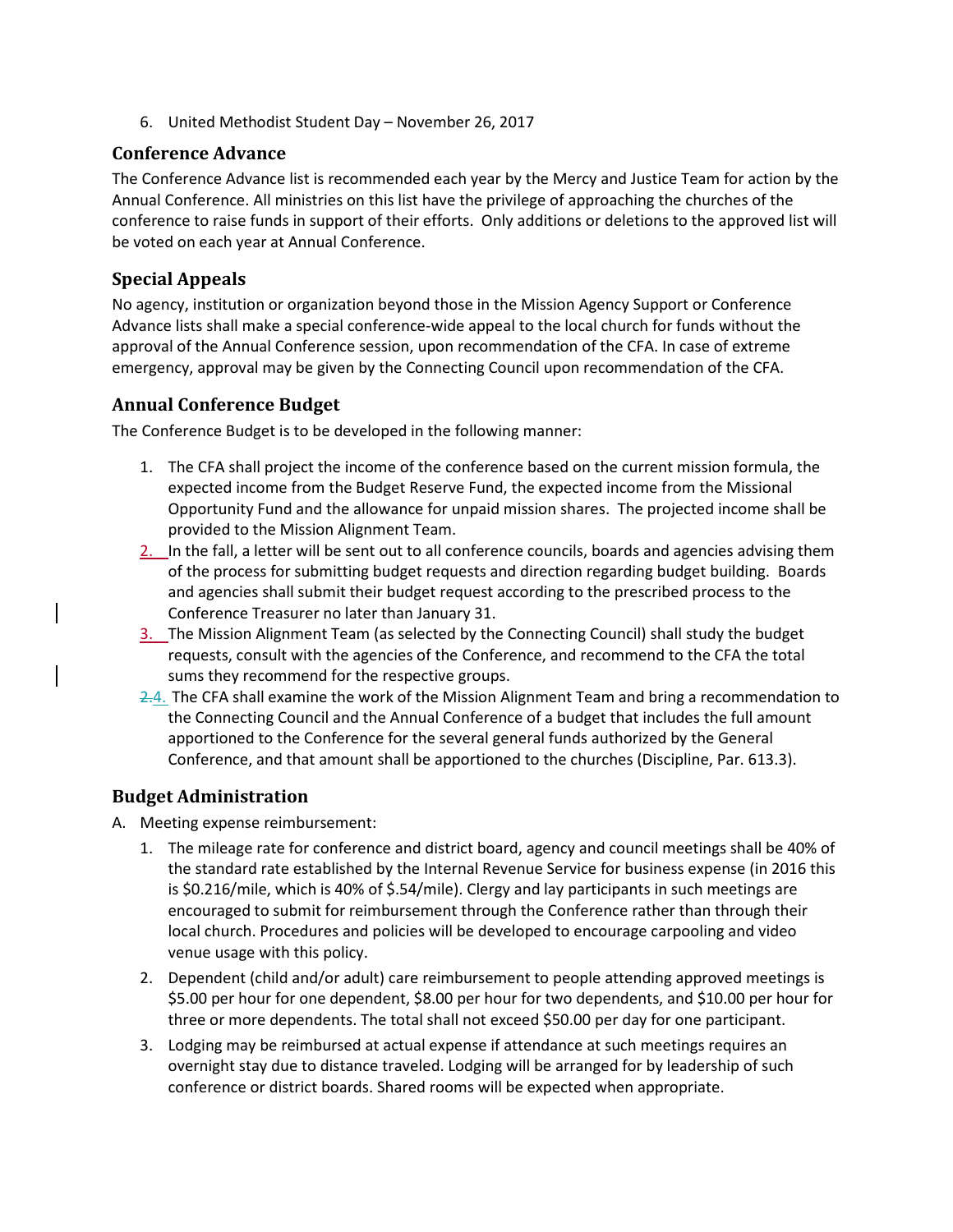6. United Methodist Student Day – November 26, 2017

## Conference Advance

The Conference Advance list is recommended each year by the Mercy and Justice Team for action by the Annual Conference. All ministries on this list have the privilege of approaching the churches of the conference to raise funds in support of their efforts. Only additions or deletions to the approved list will be voted on each year at Annual Conference.

## Special Appeals

No agency, institution or organization beyond those in the Mission Agency Support or Conference Advance lists shall make a special conference-wide appeal to the local church for funds without the approval of the Annual Conference session, upon recommendation of the CFA. In case of extreme emergency, approval may be given by the Connecting Council upon recommendation of the CFA.

## Annual Conference Budget

The Conference Budget is to be developed in the following manner:

1. The CFA shall project the income of the conference based on the current mission formula, the expected income from the Budget Reserve Fund, the expected income from the Missional Opportunity Fund and the allowance for unpaid mission shares. The projected income shall be provided to the Mission Alignment Team.
2. In the fall, a letter will be sent out to all conference councils, boards and agencies advising them of the process for submitting budget requests and direction regarding budget building. Boards and agencies shall submit their budget request according to the prescribed process to the Conference Treasurer no later than January 31.
3. The Mission Alignment Team (as selected by the Connecting Council) shall study the budget requests, consult with the agencies of the Conference, and recommend to the CFA the total sums they recommend for the respective groups.
4. The CFA shall examine the work of the Mission Alignment Team and bring a recommendation to the Connecting Council and the Annual Conference of a budget that includes the full amount apportioned to the Conference for the several general funds authorized by the General Conference, and that amount shall be apportioned to the churches (Discipline, Par. 613.3).

## Budget Administration

A. Meeting expense reimbursement:

1. The mileage rate for conference and district board, agency and council meetings shall be 40% of the standard rate established by the Internal Revenue Service for business expense (in 2016 this is $0.216/mile, which is 40% of $.54/mile). Clergy and lay participants in such meetings are encouraged to submit for reimbursement through the Conference rather than through their local church. Procedures and policies will be developed to encourage carpooling and video venue usage with this policy.
2. Dependent (child and/or adult) care reimbursement to people attending approved meetings is $5.00 per hour for one dependent, $8.00 per hour for two dependents, and $10.00 per hour for three or more dependents. The total shall not exceed $50.00 per day for one participant.
3. Lodging may be reimbursed at actual expense if attendance at such meetings requires an overnight stay due to distance traveled. Lodging will be arranged for by leadership of such conference or district boards. Shared rooms will be expected when appropriate.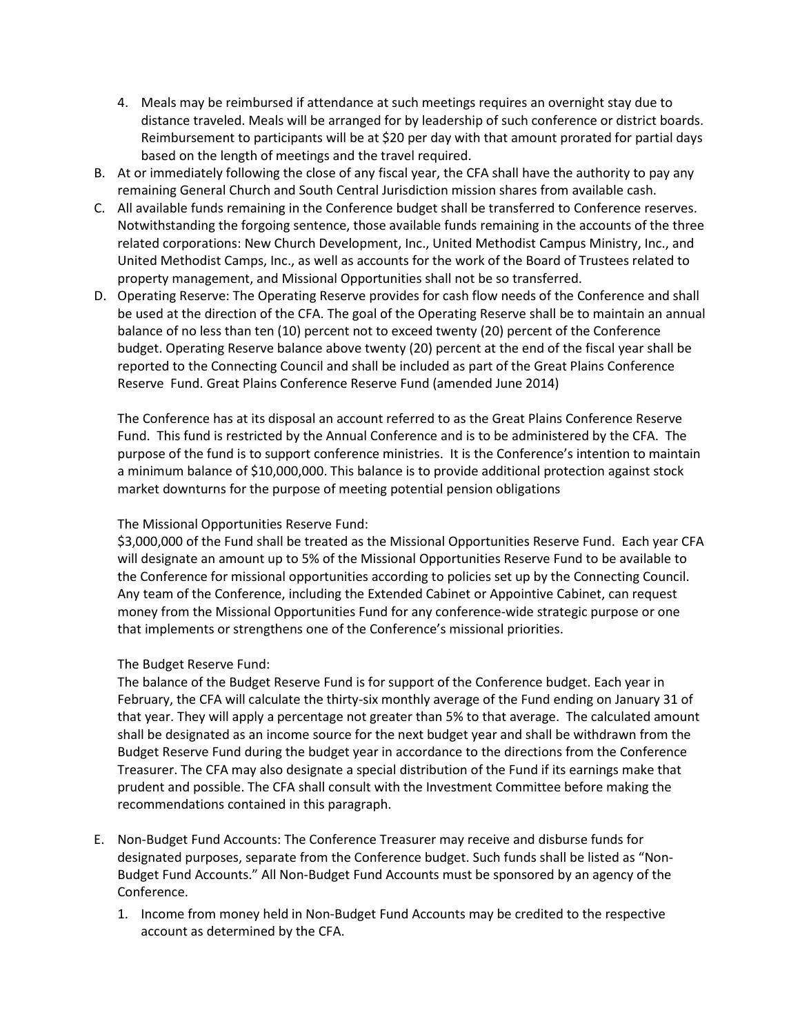4. Meals may be reimbursed if attendance at such meetings requires an overnight stay due to distance traveled. Meals will be arranged for by leadership of such conference or district boards. Reimbursement to participants will be at $20 per day with that amount prorated for partial days based on the length of meetings and the travel required.

B. At or immediately following the close of any fiscal year, the CFA shall have the authority to pay any remaining General Church and South Central Jurisdiction mission shares from available cash.

C. All available funds remaining in the Conference budget shall be transferred to Conference reserves. Notwithstanding the forgoing sentence, those available funds remaining in the accounts of the three related corporations: New Church Development, Inc., United Methodist Campus Ministry, Inc., and United Methodist Camps, Inc., as well as accounts for the work of the Board of Trustees related to property management, and Missional Opportunities shall not be so transferred.

D. Operating Reserve: The Operating Reserve provides for cash flow needs of the Conference and shall be used at the direction of the CFA. The goal of the Operating Reserve shall be to maintain an annual balance of no less than ten (10) percent not to exceed twenty (20) percent of the Conference budget. Operating Reserve balance above twenty (20) percent at the end of the fiscal year shall be reported to the Connecting Council and shall be included as part of the Great Plains Conference Reserve Fund. Great Plains Conference Reserve Fund (amended June 2014)

   The Conference has at its disposal an account referred to as the Great Plains Conference Reserve Fund. This fund is restricted by the Annual Conference and is to be administered by the CFA. The purpose of the fund is to support conference ministries. It is the Conference's intention to maintain a minimum balance of $10,000,000. This balance is to provide additional protection against stock market downturns for the purpose of meeting potential pension obligations

   The Missional Opportunities Reserve Fund:
   $3,000,000 of the Fund shall be treated as the Missional Opportunities Reserve Fund. Each year CFA will designate an amount up to 5% of the Missional Opportunities Reserve Fund to be available to the Conference for missional opportunities according to policies set up by the Connecting Council. Any team of the Conference, including the Extended Cabinet or Appointive Cabinet, can request money from the Missional Opportunities Fund for any conference-wide strategic purpose or one that implements or strengthens one of the Conference's missional priorities.

   The Budget Reserve Fund:
   The balance of the Budget Reserve Fund is for support of the Conference budget. Each year in February, the CFA will calculate the thirty-six monthly average of the Fund ending on January 31 of that year. They will apply a percentage not greater than 5% to that average. The calculated amount shall be designated as an income source for the next budget year and shall be withdrawn from the Budget Reserve Fund during the budget year in accordance to the directions from the Conference Treasurer. The CFA may also designate a special distribution of the Fund if its earnings make that prudent and possible. The CFA shall consult with the Investment Committee before making the recommendations contained in this paragraph.

E. Non-Budget Fund Accounts: The Conference Treasurer may receive and disburse funds for designated purposes, separate from the Conference budget. Such funds shall be listed as "Non-Budget Fund Accounts." All Non-Budget Fund Accounts must be sponsored by an agency of the Conference.

   1. Income from money held in Non-Budget Fund Accounts may be credited to the respective account as determined by the CFA.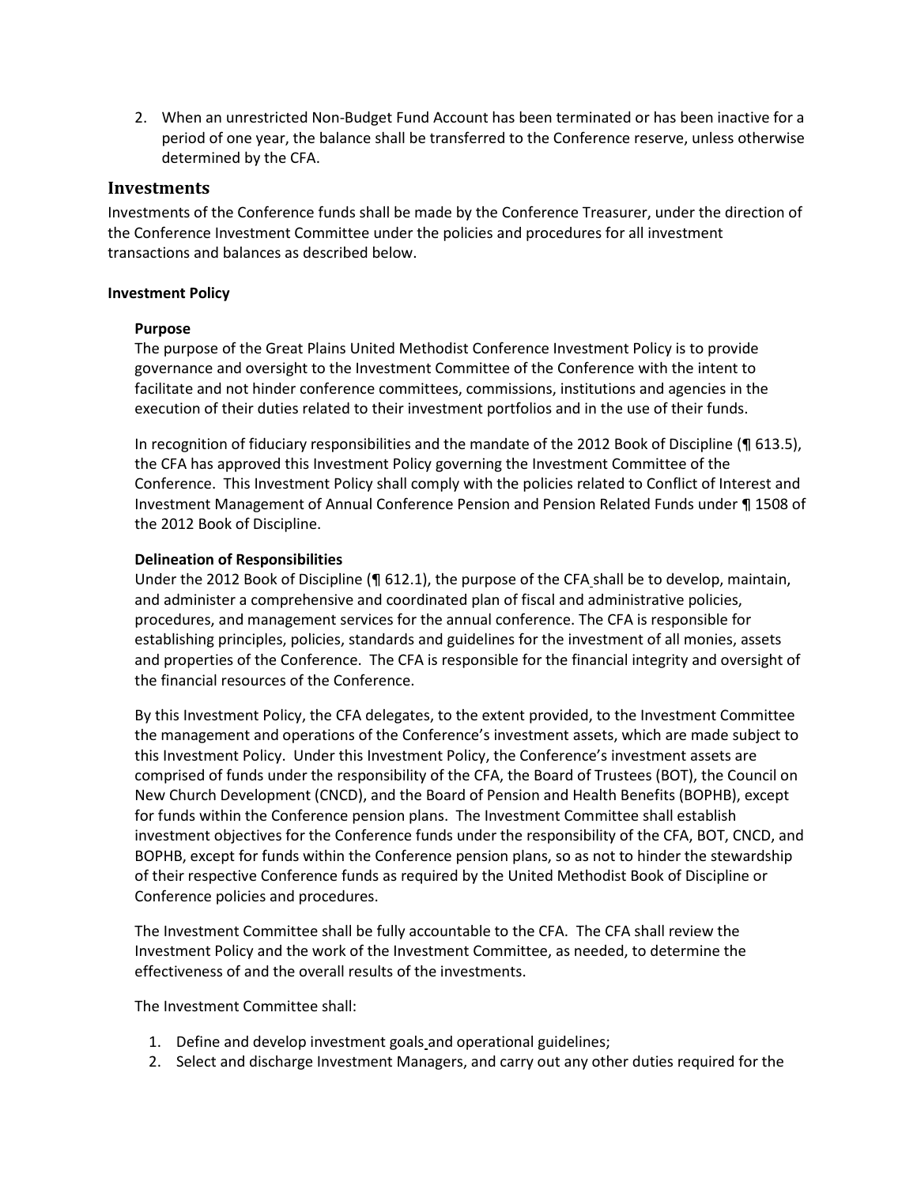2. When an unrestricted Non-Budget Fund Account has been terminated or has been inactive for a period of one year, the balance shall be transferred to the Conference reserve, unless otherwise determined by the CFA.

## Investments

Investments of the Conference funds shall be made by the Conference Treasurer, under the direction of the Conference Investment Committee under the policies and procedures for all investment transactions and balances as described below.

### Investment Policy

#### Purpose

The purpose of the Great Plains United Methodist Conference Investment Policy is to provide governance and oversight to the Investment Committee of the Conference with the intent to facilitate and not hinder conference committees, commissions, institutions and agencies in the execution of their duties related to their investment portfolios and in the use of their funds.

In recognition of fiduciary responsibilities and the mandate of the 2012 Book of Discipline (¶ 613.5), the CFA has approved this Investment Policy governing the Investment Committee of the Conference. This Investment Policy shall comply with the policies related to Conflict of Interest and Investment Management of Annual Conference Pension and Pension Related Funds under ¶ 1508 of the 2012 Book of Discipline.

#### Delineation of Responsibilities

Under the 2012 Book of Discipline (¶ 612.1), the purpose of the CFA shall be to develop, maintain, and administer a comprehensive and coordinated plan of fiscal and administrative policies, procedures, and management services for the annual conference. The CFA is responsible for establishing principles, policies, standards and guidelines for the investment of all monies, assets and properties of the Conference. The CFA is responsible for the financial integrity and oversight of the financial resources of the Conference.

By this Investment Policy, the CFA delegates, to the extent provided, to the Investment Committee the management and operations of the Conference's investment assets, which are made subject to this Investment Policy. Under this Investment Policy, the Conference's investment assets are comprised of funds under the responsibility of the CFA, the Board of Trustees (BOT), the Council on New Church Development (CNCD), and the Board of Pension and Health Benefits (BOPHB), except for funds within the Conference pension plans. The Investment Committee shall establish investment objectives for the Conference funds under the responsibility of the CFA, BOT, CNCD, and BOPHB, except for funds within the Conference pension plans, so as not to hinder the stewardship of their respective Conference funds as required by the United Methodist Book of Discipline or Conference policies and procedures.

The Investment Committee shall be fully accountable to the CFA. The CFA shall review the Investment Policy and the work of the Investment Committee, as needed, to determine the effectiveness of and the overall results of the investments.

The Investment Committee shall:

1. Define and develop investment goals and operational guidelines;
2. Select and discharge Investment Managers, and carry out any other duties required for the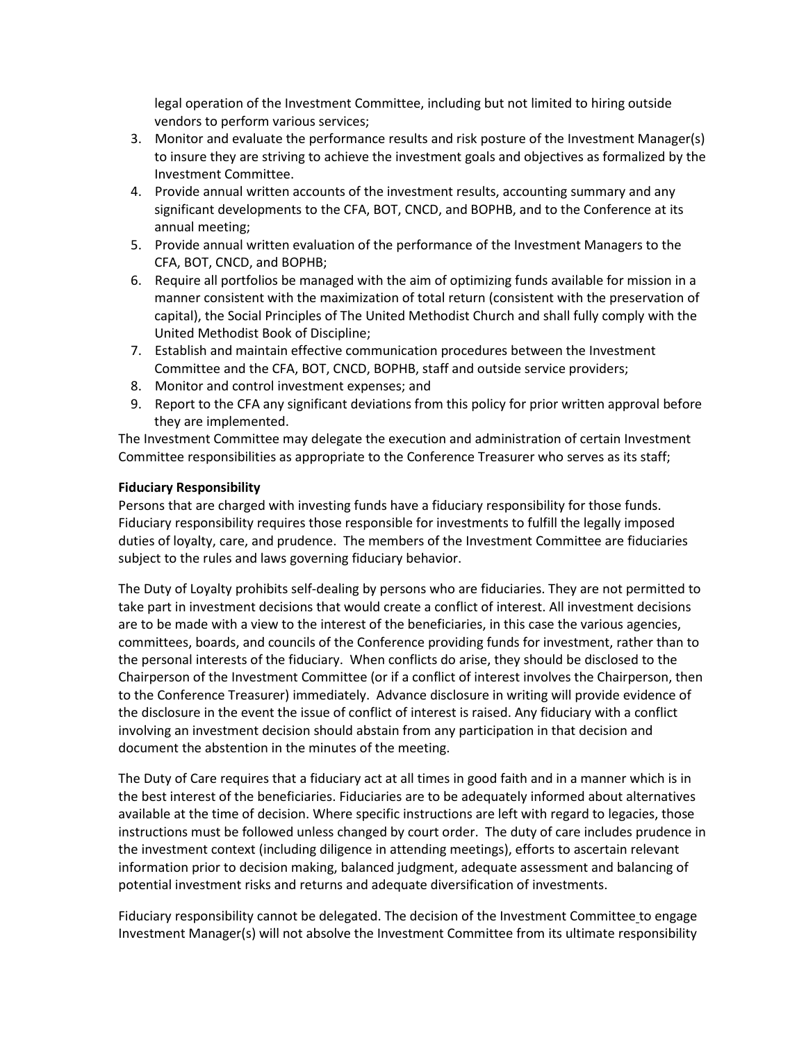legal operation of the Investment Committee, including but not limited to hiring outside vendors to perform various services;

3. Monitor and evaluate the performance results and risk posture of the Investment Manager(s) to insure they are striving to achieve the investment goals and objectives as formalized by the Investment Committee.
4. Provide annual written accounts of the investment results, accounting summary and any significant developments to the CFA, BOT, CNCD, and BOPHB, and to the Conference at its annual meeting;
5. Provide annual written evaluation of the performance of the Investment Managers to the CFA, BOT, CNCD, and BOPHB;
6. Require all portfolios be managed with the aim of optimizing funds available for mission in a manner consistent with the maximization of total return (consistent with the preservation of capital), the Social Principles of The United Methodist Church and shall fully comply with the United Methodist Book of Discipline;
7. Establish and maintain effective communication procedures between the Investment Committee and the CFA, BOT, CNCD, BOPHB, staff and outside service providers;
8. Monitor and control investment expenses; and
9. Report to the CFA any significant deviations from this policy for prior written approval before they are implemented.

The Investment Committee may delegate the execution and administration of certain Investment Committee responsibilities as appropriate to the Conference Treasurer who serves as its staff;

**Fiduciary Responsibility**

Persons that are charged with investing funds have a fiduciary responsibility for those funds. Fiduciary responsibility requires those responsible for investments to fulfill the legally imposed duties of loyalty, care, and prudence. The members of the Investment Committee are fiduciaries subject to the rules and laws governing fiduciary behavior.

The Duty of Loyalty prohibits self-dealing by persons who are fiduciaries. They are not permitted to take part in investment decisions that would create a conflict of interest. All investment decisions are to be made with a view to the interest of the beneficiaries, in this case the various agencies, committees, boards, and councils of the Conference providing funds for investment, rather than to the personal interests of the fiduciary. When conflicts do arise, they should be disclosed to the Chairperson of the Investment Committee (or if a conflict of interest involves the Chairperson, then to the Conference Treasurer) immediately. Advance disclosure in writing will provide evidence of the disclosure in the event the issue of conflict of interest is raised. Any fiduciary with a conflict involving an investment decision should abstain from any participation in that decision and document the abstention in the minutes of the meeting.

The Duty of Care requires that a fiduciary act at all times in good faith and in a manner which is in the best interest of the beneficiaries. Fiduciaries are to be adequately informed about alternatives available at the time of decision. Where specific instructions are left with regard to legacies, those instructions must be followed unless changed by court order. The duty of care includes prudence in the investment context (including diligence in attending meetings), efforts to ascertain relevant information prior to decision making, balanced judgment, adequate assessment and balancing of potential investment risks and returns and adequate diversification of investments.

Fiduciary responsibility cannot be delegated. The decision of the Investment Committee to engage Investment Manager(s) will not absolve the Investment Committee from its ultimate responsibility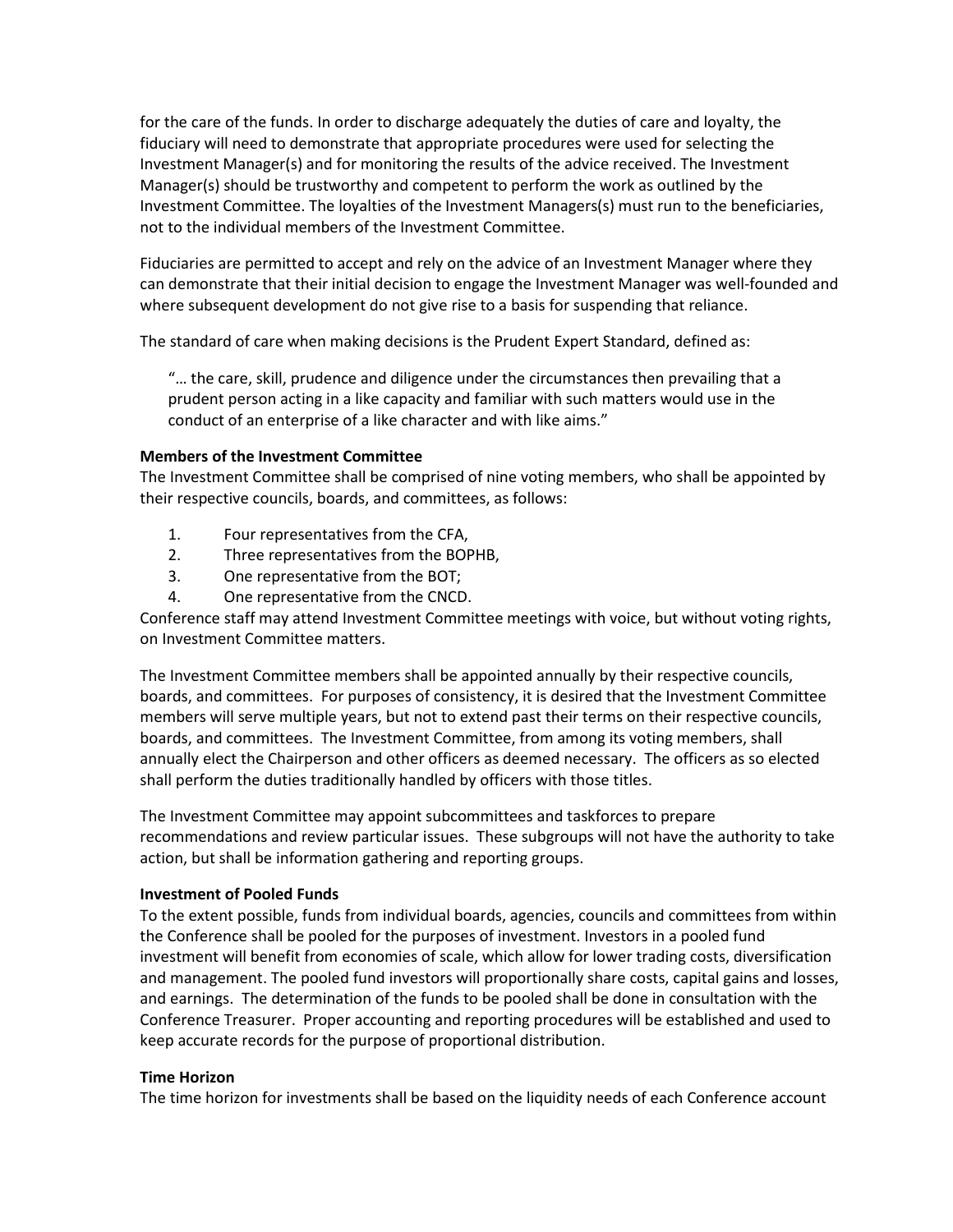for the care of the funds. In order to discharge adequately the duties of care and loyalty, the fiduciary will need to demonstrate that appropriate procedures were used for selecting the Investment Manager(s) and for monitoring the results of the advice received. The Investment Manager(s) should be trustworthy and competent to perform the work as outlined by the Investment Committee. The loyalties of the Investment Managers(s) must run to the beneficiaries, not to the individual members of the Investment Committee.

Fiduciaries are permitted to accept and rely on the advice of an Investment Manager where they can demonstrate that their initial decision to engage the Investment Manager was well-founded and where subsequent development do not give rise to a basis for suspending that reliance.

The standard of care when making decisions is the Prudent Expert Standard, defined as:

> "… the care, skill, prudence and diligence under the circumstances then prevailing that a prudent person acting in a like capacity and familiar with such matters would use in the conduct of an enterprise of a like character and with like aims."

**Members of the Investment Committee**

The Investment Committee shall be comprised of nine voting members, who shall be appointed by their respective councils, boards, and committees, as follows:

1. Four representatives from the CFA,
2. Three representatives from the BOPHB,
3. One representative from the BOT;
4. One representative from the CNCD.

Conference staff may attend Investment Committee meetings with voice, but without voting rights, on Investment Committee matters.

The Investment Committee members shall be appointed annually by their respective councils, boards, and committees. For purposes of consistency, it is desired that the Investment Committee members will serve multiple years, but not to extend past their terms on their respective councils, boards, and committees. The Investment Committee, from among its voting members, shall annually elect the Chairperson and other officers as deemed necessary. The officers as so elected shall perform the duties traditionally handled by officers with those titles.

The Investment Committee may appoint subcommittees and taskforces to prepare recommendations and review particular issues. These subgroups will not have the authority to take action, but shall be information gathering and reporting groups.

**Investment of Pooled Funds**

To the extent possible, funds from individual boards, agencies, councils and committees from within the Conference shall be pooled for the purposes of investment. Investors in a pooled fund investment will benefit from economies of scale, which allow for lower trading costs, diversification and management. The pooled fund investors will proportionally share costs, capital gains and losses, and earnings. The determination of the funds to be pooled shall be done in consultation with the Conference Treasurer. Proper accounting and reporting procedures will be established and used to keep accurate records for the purpose of proportional distribution.

**Time Horizon**

The time horizon for investments shall be based on the liquidity needs of each Conference account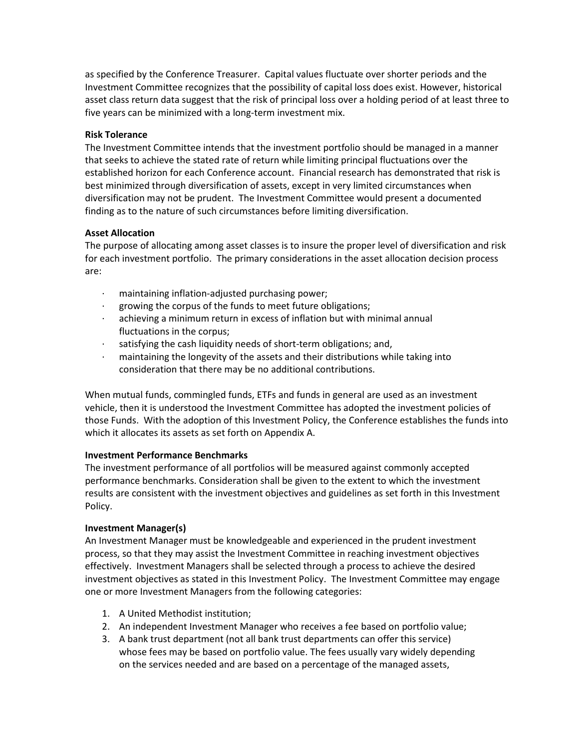as specified by the Conference Treasurer. Capital values fluctuate over shorter periods and the Investment Committee recognizes that the possibility of capital loss does exist. However, historical asset class return data suggest that the risk of principal loss over a holding period of at least three to five years can be minimized with a long-term investment mix.

**Risk Tolerance**

The Investment Committee intends that the investment portfolio should be managed in a manner that seeks to achieve the stated rate of return while limiting principal fluctuations over the established horizon for each Conference account. Financial research has demonstrated that risk is best minimized through diversification of assets, except in very limited circumstances when diversification may not be prudent. The Investment Committee would present a documented finding as to the nature of such circumstances before limiting diversification.

**Asset Allocation**

The purpose of allocating among asset classes is to insure the proper level of diversification and risk for each investment portfolio. The primary considerations in the asset allocation decision process are:

- maintaining inflation-adjusted purchasing power;
- growing the corpus of the funds to meet future obligations;
- achieving a minimum return in excess of inflation but with minimal annual fluctuations in the corpus;
- satisfying the cash liquidity needs of short-term obligations; and,
- maintaining the longevity of the assets and their distributions while taking into consideration that there may be no additional contributions.

When mutual funds, commingled funds, ETFs and funds in general are used as an investment vehicle, then it is understood the Investment Committee has adopted the investment policies of those Funds. With the adoption of this Investment Policy, the Conference establishes the funds into which it allocates its assets as set forth on Appendix A.

**Investment Performance Benchmarks**

The investment performance of all portfolios will be measured against commonly accepted performance benchmarks. Consideration shall be given to the extent to which the investment results are consistent with the investment objectives and guidelines as set forth in this Investment Policy.

**Investment Manager(s)**

An Investment Manager must be knowledgeable and experienced in the prudent investment process, so that they may assist the Investment Committee in reaching investment objectives effectively. Investment Managers shall be selected through a process to achieve the desired investment objectives as stated in this Investment Policy. The Investment Committee may engage one or more Investment Managers from the following categories:

1. A United Methodist institution;
2. An independent Investment Manager who receives a fee based on portfolio value;
3. A bank trust department (not all bank trust departments can offer this service) whose fees may be based on portfolio value. The fees usually vary widely depending on the services needed and are based on a percentage of the managed assets,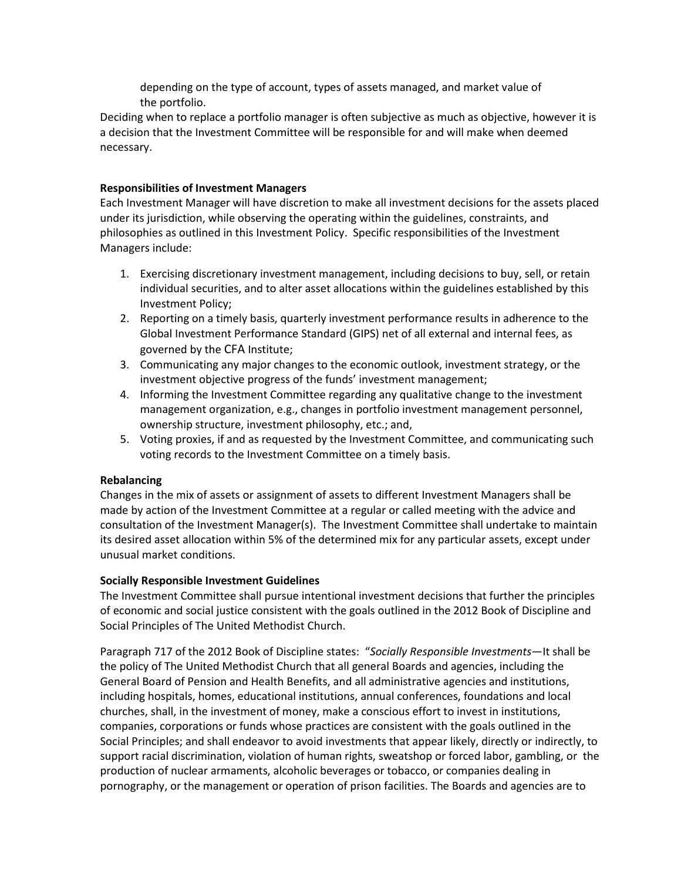depending on the type of account, types of assets managed, and market value of the portfolio.

Deciding when to replace a portfolio manager is often subjective as much as objective, however it is a decision that the Investment Committee will be responsible for and will make when deemed necessary.

**Responsibilities of Investment Managers**

Each Investment Manager will have discretion to make all investment decisions for the assets placed under its jurisdiction, while observing the operating within the guidelines, constraints, and philosophies as outlined in this Investment Policy. Specific responsibilities of the Investment Managers include:

1. Exercising discretionary investment management, including decisions to buy, sell, or retain individual securities, and to alter asset allocations within the guidelines established by this Investment Policy;
2. Reporting on a timely basis, quarterly investment performance results in adherence to the Global Investment Performance Standard (GIPS) net of all external and internal fees, as governed by the CFA Institute;
3. Communicating any major changes to the economic outlook, investment strategy, or the investment objective progress of the funds' investment management;
4. Informing the Investment Committee regarding any qualitative change to the investment management organization, e.g., changes in portfolio investment management personnel, ownership structure, investment philosophy, etc.; and,
5. Voting proxies, if and as requested by the Investment Committee, and communicating such voting records to the Investment Committee on a timely basis.

**Rebalancing**

Changes in the mix of assets or assignment of assets to different Investment Managers shall be made by action of the Investment Committee at a regular or called meeting with the advice and consultation of the Investment Manager(s). The Investment Committee shall undertake to maintain its desired asset allocation within 5% of the determined mix for any particular assets, except under unusual market conditions.

**Socially Responsible Investment Guidelines**

The Investment Committee shall pursue intentional investment decisions that further the principles of economic and social justice consistent with the goals outlined in the 2012 Book of Discipline and Social Principles of The United Methodist Church.

Paragraph 717 of the 2012 Book of Discipline states: "*Socially Responsible Investments*—It shall be the policy of The United Methodist Church that all general Boards and agencies, including the General Board of Pension and Health Benefits, and all administrative agencies and institutions, including hospitals, homes, educational institutions, annual conferences, foundations and local churches, shall, in the investment of money, make a conscious effort to invest in institutions, companies, corporations or funds whose practices are consistent with the goals outlined in the Social Principles; and shall endeavor to avoid investments that appear likely, directly or indirectly, to support racial discrimination, violation of human rights, sweatshop or forced labor, gambling, or the production of nuclear armaments, alcoholic beverages or tobacco, or companies dealing in pornography, or the management or operation of prison facilities. The Boards and agencies are to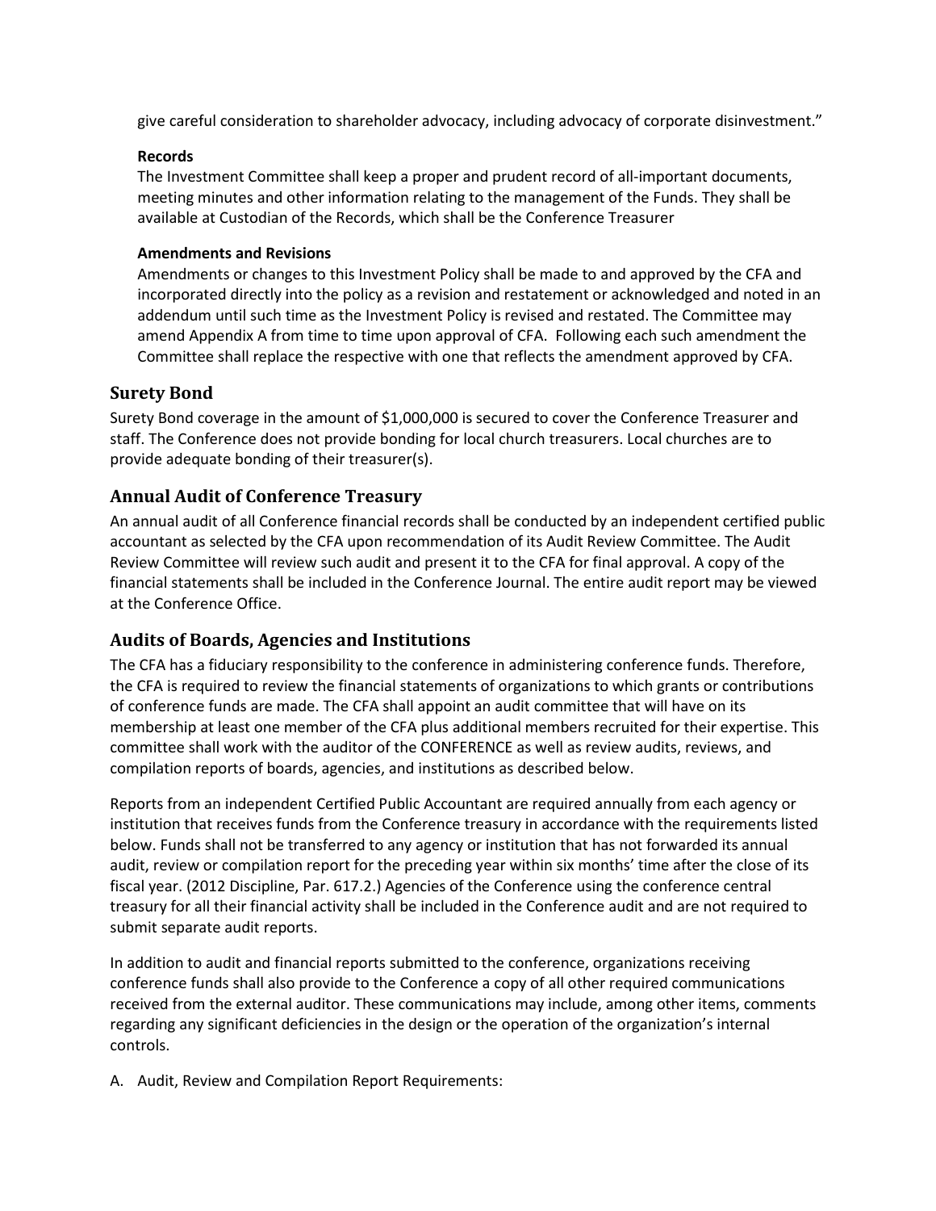give careful consideration to shareholder advocacy, including advocacy of corporate disinvestment."

**Records**

The Investment Committee shall keep a proper and prudent record of all-important documents, meeting minutes and other information relating to the management of the Funds. They shall be available at Custodian of the Records, which shall be the Conference Treasurer

**Amendments and Revisions**

Amendments or changes to this Investment Policy shall be made to and approved by the CFA and incorporated directly into the policy as a revision and restatement or acknowledged and noted in an addendum until such time as the Investment Policy is revised and restated. The Committee may amend Appendix A from time to time upon approval of CFA. Following each such amendment the Committee shall replace the respective with one that reflects the amendment approved by CFA.

## Surety Bond

Surety Bond coverage in the amount of $1,000,000 is secured to cover the Conference Treasurer and staff. The Conference does not provide bonding for local church treasurers. Local churches are to provide adequate bonding of their treasurer(s).

## Annual Audit of Conference Treasury

An annual audit of all Conference financial records shall be conducted by an independent certified public accountant as selected by the CFA upon recommendation of its Audit Review Committee. The Audit Review Committee will review such audit and present it to the CFA for final approval. A copy of the financial statements shall be included in the Conference Journal. The entire audit report may be viewed at the Conference Office.

## Audits of Boards, Agencies and Institutions

The CFA has a fiduciary responsibility to the conference in administering conference funds. Therefore, the CFA is required to review the financial statements of organizations to which grants or contributions of conference funds are made. The CFA shall appoint an audit committee that will have on its membership at least one member of the CFA plus additional members recruited for their expertise. This committee shall work with the auditor of the CONFERENCE as well as review audits, reviews, and compilation reports of boards, agencies, and institutions as described below.

Reports from an independent Certified Public Accountant are required annually from each agency or institution that receives funds from the Conference treasury in accordance with the requirements listed below. Funds shall not be transferred to any agency or institution that has not forwarded its annual audit, review or compilation report for the preceding year within six months' time after the close of its fiscal year. (2012 Discipline, Par. 617.2.) Agencies of the Conference using the conference central treasury for all their financial activity shall be included in the Conference audit and are not required to submit separate audit reports.

In addition to audit and financial reports submitted to the conference, organizations receiving conference funds shall also provide to the Conference a copy of all other required communications received from the external auditor. These communications may include, among other items, comments regarding any significant deficiencies in the design or the operation of the organization's internal controls.

A. Audit, Review and Compilation Report Requirements: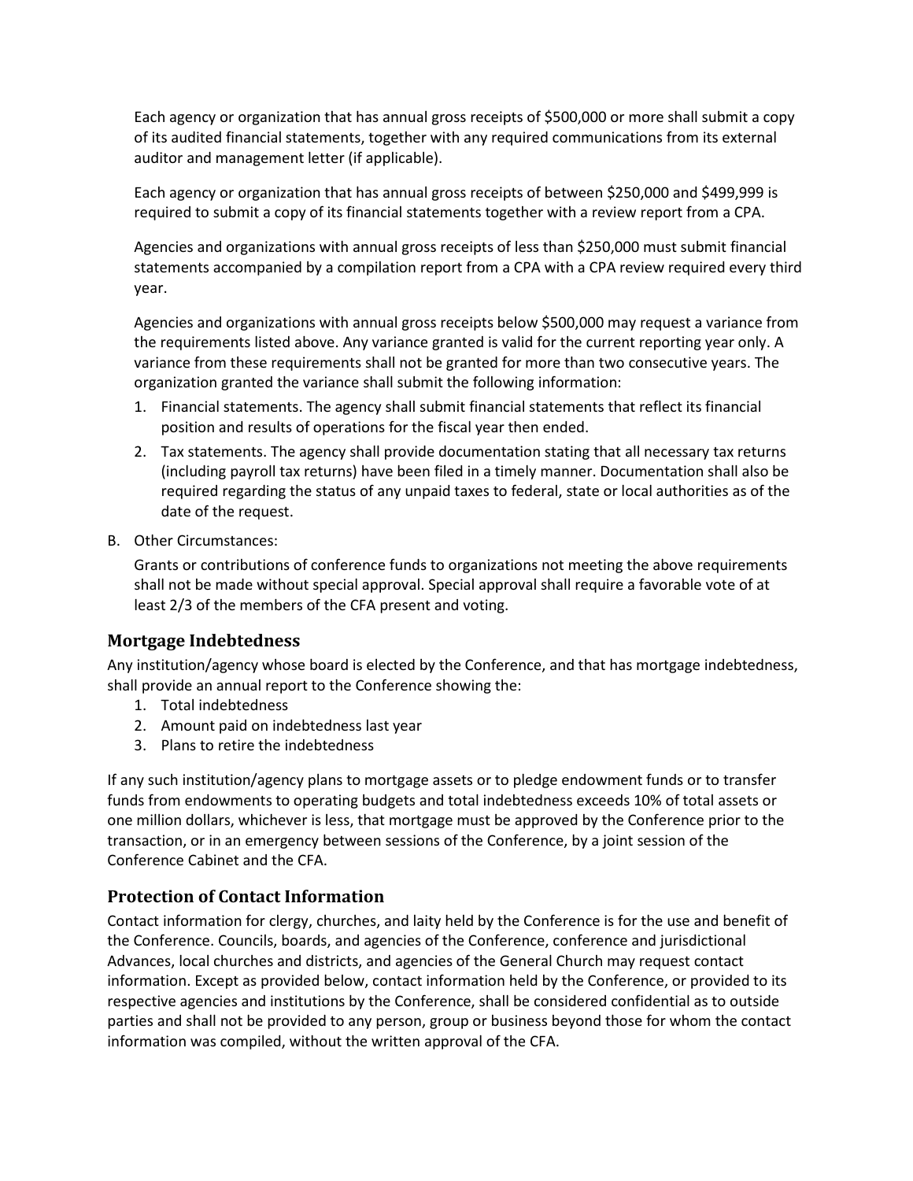Each agency or organization that has annual gross receipts of $500,000 or more shall submit a copy of its audited financial statements, together with any required communications from its external auditor and management letter (if applicable).

Each agency or organization that has annual gross receipts of between $250,000 and $499,999 is required to submit a copy of its financial statements together with a review report from a CPA.

Agencies and organizations with annual gross receipts of less than $250,000 must submit financial statements accompanied by a compilation report from a CPA with a CPA review required every third year.

Agencies and organizations with annual gross receipts below $500,000 may request a variance from the requirements listed above. Any variance granted is valid for the current reporting year only. A variance from these requirements shall not be granted for more than two consecutive years. The organization granted the variance shall submit the following information:

1. Financial statements. The agency shall submit financial statements that reflect its financial position and results of operations for the fiscal year then ended.
2. Tax statements. The agency shall provide documentation stating that all necessary tax returns (including payroll tax returns) have been filed in a timely manner. Documentation shall also be required regarding the status of any unpaid taxes to federal, state or local authorities as of the date of the request.

B. Other Circumstances:

Grants or contributions of conference funds to organizations not meeting the above requirements shall not be made without special approval. Special approval shall require a favorable vote of at least 2/3 of the members of the CFA present and voting.

## Mortgage Indebtedness

Any institution/agency whose board is elected by the Conference, and that has mortgage indebtedness, shall provide an annual report to the Conference showing the:

1. Total indebtedness
2. Amount paid on indebtedness last year
3. Plans to retire the indebtedness

If any such institution/agency plans to mortgage assets or to pledge endowment funds or to transfer funds from endowments to operating budgets and total indebtedness exceeds 10% of total assets or one million dollars, whichever is less, that mortgage must be approved by the Conference prior to the transaction, or in an emergency between sessions of the Conference, by a joint session of the Conference Cabinet and the CFA.

## Protection of Contact Information

Contact information for clergy, churches, and laity held by the Conference is for the use and benefit of the Conference. Councils, boards, and agencies of the Conference, conference and jurisdictional Advances, local churches and districts, and agencies of the General Church may request contact information. Except as provided below, contact information held by the Conference, or provided to its respective agencies and institutions by the Conference, shall be considered confidential as to outside parties and shall not be provided to any person, group or business beyond those for whom the contact information was compiled, without the written approval of the CFA.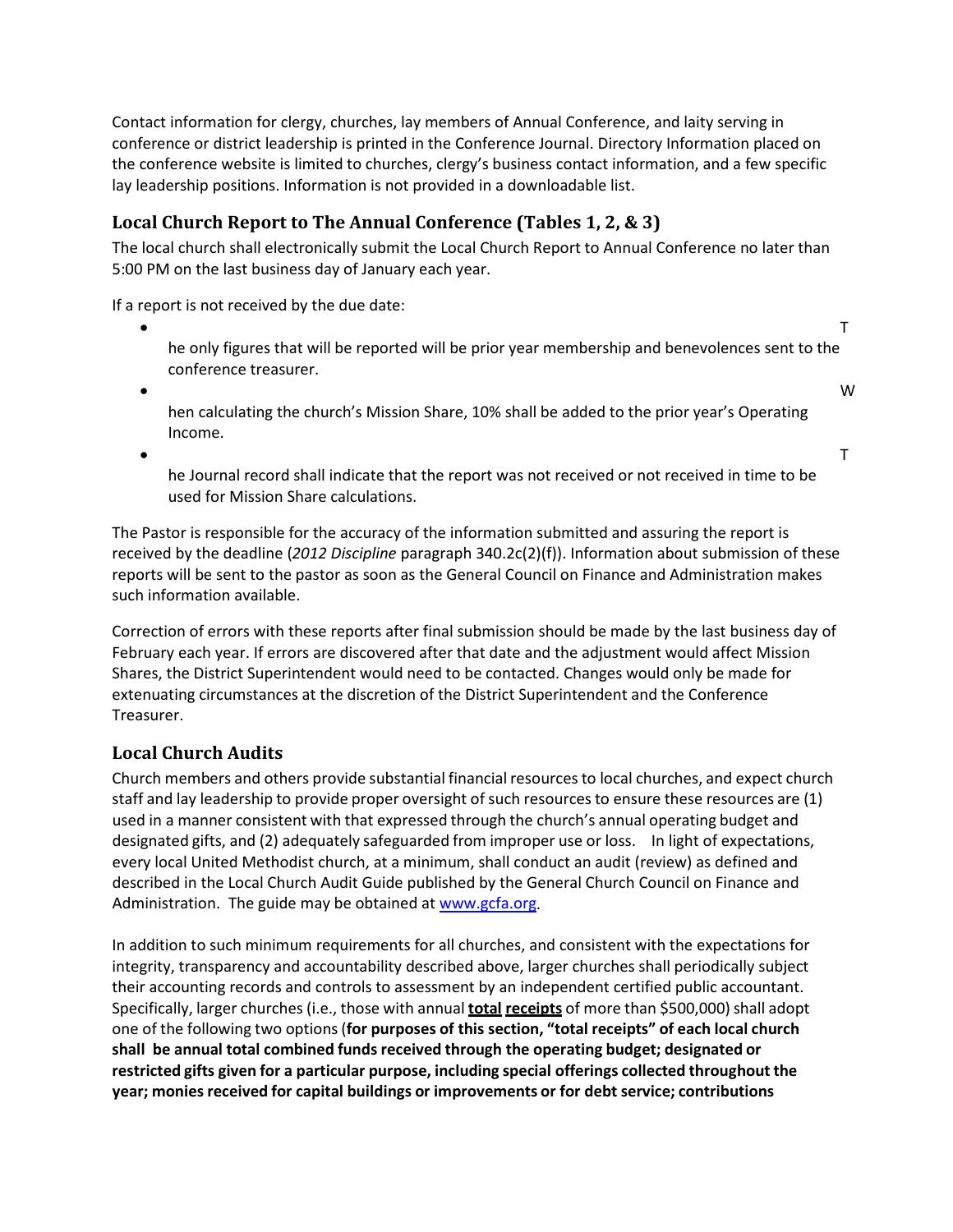Contact information for clergy, churches, lay members of Annual Conference, and laity serving in conference or district leadership is printed in the Conference Journal. Directory Information placed on the conference website is limited to churches, clergy's business contact information, and a few specific lay leadership positions. Information is not provided in a downloadable list.

### Local Church Report to The Annual Conference (Tables 1, 2, & 3)

The local church shall electronically submit the Local Church Report to Annual Conference no later than 5:00 PM on the last business day of January each year.

If a report is not received by the due date:

- The only figures that will be reported will be prior year membership and benevolences sent to the conference treasurer.
- When calculating the church's Mission Share, 10% shall be added to the prior year's Operating Income.
- The Journal record shall indicate that the report was not received or not received in time to be used for Mission Share calculations.

The Pastor is responsible for the accuracy of the information submitted and assuring the report is received by the deadline (*2012 Discipline* paragraph 340.2c(2)(f)). Information about submission of these reports will be sent to the pastor as soon as the General Council on Finance and Administration makes such information available.

Correction of errors with these reports after final submission should be made by the last business day of February each year. If errors are discovered after that date and the adjustment would affect Mission Shares, the District Superintendent would need to be contacted. Changes would only be made for extenuating circumstances at the discretion of the District Superintendent and the Conference Treasurer.

### Local Church Audits

Church members and others provide substantial financial resources to local churches, and expect church staff and lay leadership to provide proper oversight of such resources to ensure these resources are (1) used in a manner consistent with that expressed through the church's annual operating budget and designated gifts, and (2) adequately safeguarded from improper use or loss. In light of expectations, every local United Methodist church, at a minimum, shall conduct an audit (review) as defined and described in the Local Church Audit Guide published by the General Church Council on Finance and Administration. The guide may be obtained at www.gcfa.org.

In addition to such minimum requirements for all churches, and consistent with the expectations for integrity, transparency and accountability described above, larger churches shall periodically subject their accounting records and controls to assessment by an independent certified public accountant. Specifically, larger churches (i.e., those with annual **total receipts** of more than $500,000) shall adopt one of the following two options (**for purposes of this section, "total receipts" of each local church shall be annual total combined funds received through the operating budget; designated or restricted gifts given for a particular purpose, including special offerings collected throughout the year; monies received for capital buildings or improvements or for debt service; contributions**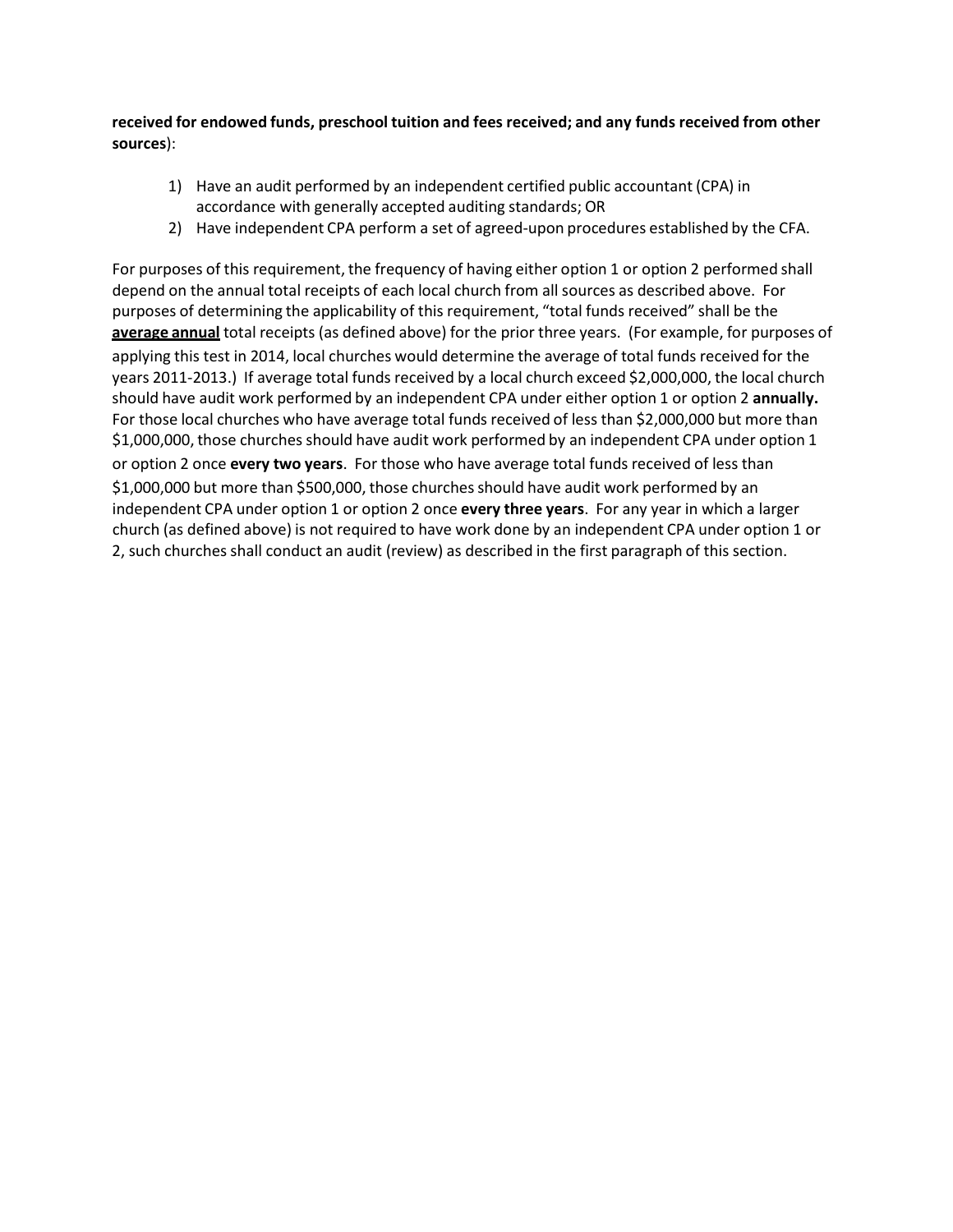**received for endowed funds, preschool tuition and fees received; and any funds received from other sources**):

1) Have an audit performed by an independent certified public accountant (CPA) in accordance with generally accepted auditing standards; OR
2) Have independent CPA perform a set of agreed-upon procedures established by the CFA.

For purposes of this requirement, the frequency of having either option 1 or option 2 performed shall depend on the annual total receipts of each local church from all sources as described above. For purposes of determining the applicability of this requirement, "total funds received" shall be the **average annual** total receipts (as defined above) for the prior three years. (For example, for purposes of applying this test in 2014, local churches would determine the average of total funds received for the years 2011-2013.) If average total funds received by a local church exceed $2,000,000, the local church should have audit work performed by an independent CPA under either option 1 or option 2 **annually.** For those local churches who have average total funds received of less than $2,000,000 but more than $1,000,000, those churches should have audit work performed by an independent CPA under option 1 or option 2 once **every two years**. For those who have average total funds received of less than $1,000,000 but more than $500,000, those churches should have audit work performed by an independent CPA under option 1 or option 2 once **every three years**. For any year in which a larger church (as defined above) is not required to have work done by an independent CPA under option 1 or 2, such churches shall conduct an audit (review) as described in the first paragraph of this section.